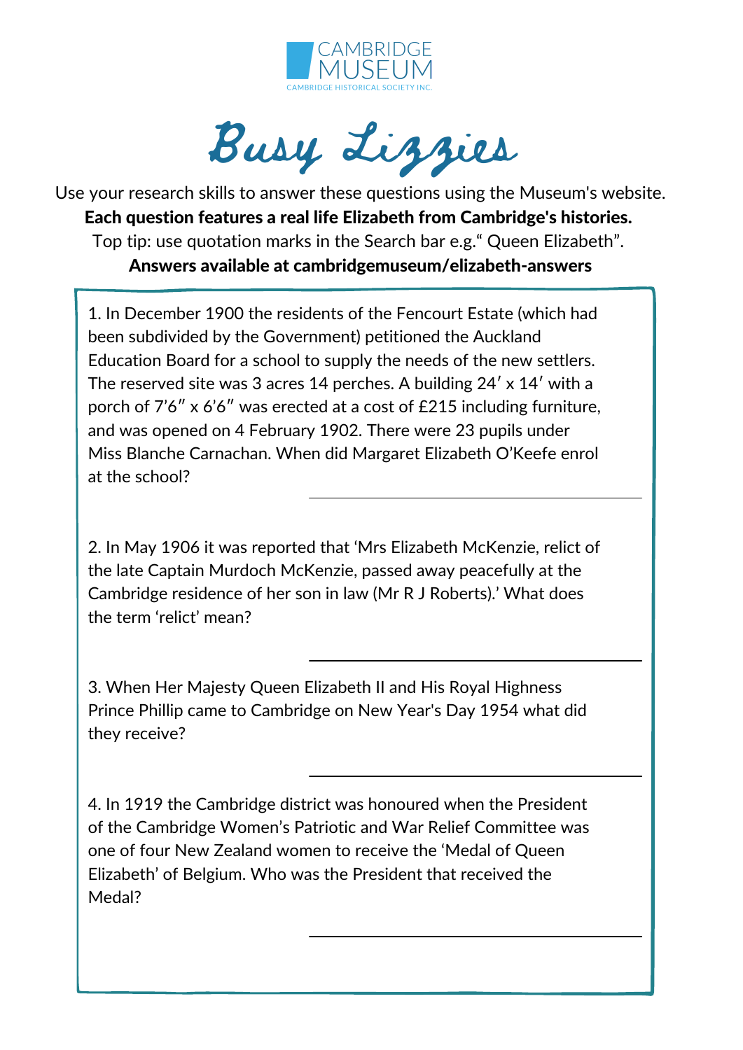CAMBRIDGE MUSEUM

CAMBRIDGE HISTORICAL SOCIETY INC.

# Busy Lizzies

Use your research skills to answer these questions using the Museum's website.

**Each question features a real life Elizabeth from Cambridge's histories.**

Top tip: use quotation marks in the Search bar e.g." Queen Elizabeth".

**Answers available at cambridgemuseum/elizabeth-answers**

1. In December 1900 the residents of the Fencourt Estate (which had been subdivided by the Government) petitioned the Auckland Education Board for a school to supply the needs of the new settlers. The reserved site was 3 acres 14 perches. A building 24′ x 14′ with a porch of 7′6″ x 6′6″ was erected at a cost of £215 including furniture, and was opened on 4 February 1902. There were 23 pupils under Miss Blanche Carnachan. When did Margaret Elizabeth O'Keefe enrol at the school?

_______________________________

2. In May 1906 it was reported that 'Mrs Elizabeth McKenzie, relict of the late Captain Murdoch McKenzie, passed away peacefully at the Cambridge residence of her son in law (Mr R J Roberts).' What does the term 'relict' mean?

_______________________________

3. When Her Majesty Queen Elizabeth II and His Royal Highness Prince Phillip came to Cambridge on New Year's Day 1954 what did they receive?

_______________________________

4. In 1919 the Cambridge district was honoured when the President of the Cambridge Women's Patriotic and War Relief Committee was one of four New Zealand women to receive the 'Medal of Queen Elizabeth' of Belgium. Who was the President that received the Medal?

_______________________________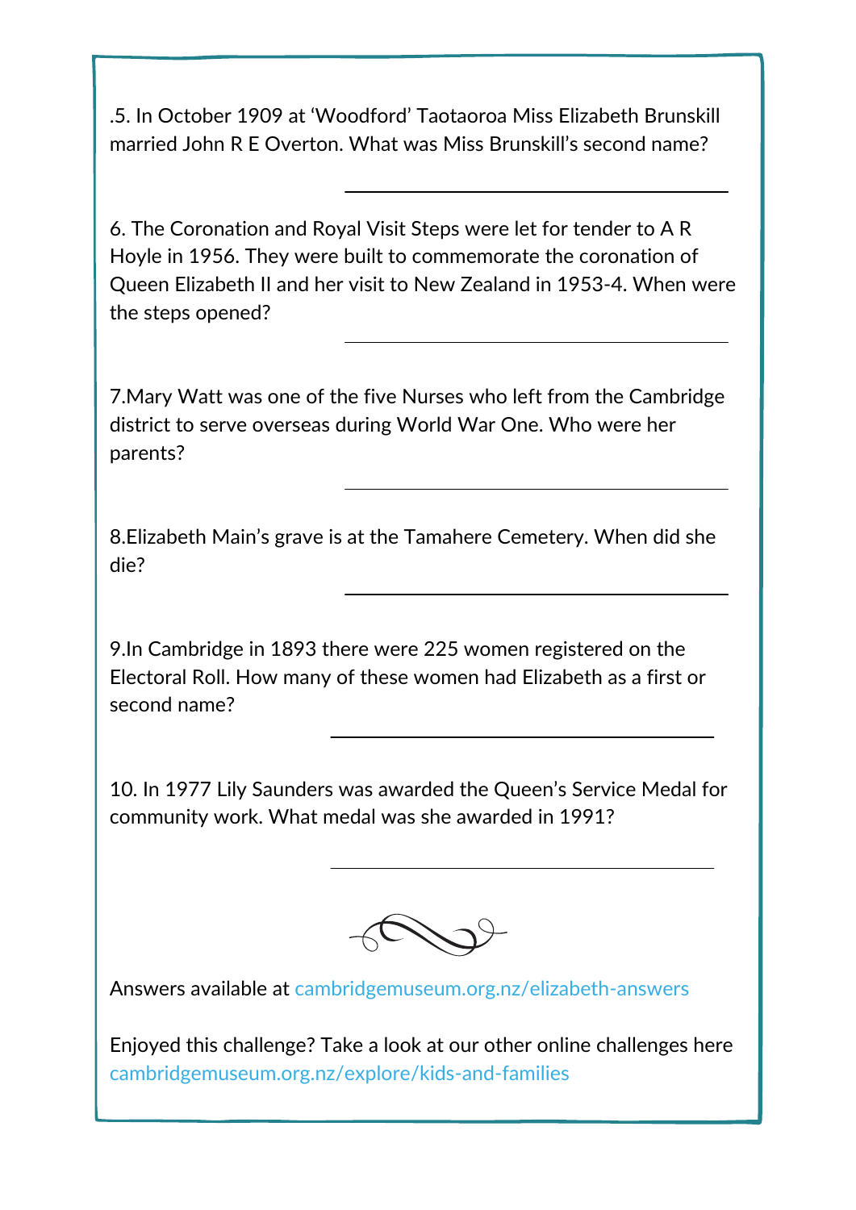.5. In October 1909 at ‘Woodford’ Taotaoroa Miss Elizabeth Brunskill married John R E Overton. What was Miss Brunskill’s second name?

______________________________

6. The Coronation and Royal Visit Steps were let for tender to A R Hoyle in 1956. They were built to commemorate the coronation of Queen Elizabeth II and her visit to New Zealand in 1953-4. When were the steps opened?

______________________________

7.Mary Watt was one of the five Nurses who left from the Cambridge district to serve overseas during World War One. Who were her parents?

______________________________

8.Elizabeth Main’s grave is at the Tamahere Cemetery. When did she die?

______________________________

9.In Cambridge in 1893 there were 225 women registered on the Electoral Roll. How many of these women had Elizabeth as a first or second name?

______________________________

10. In 1977 Lily Saunders was awarded the Queen’s Service Medal for community work. What medal was she awarded in 1991?

______________________________

Answers available at cambridgemuseum.org.nz/elizabeth-answers

Enjoyed this challenge? Take a look at our other online challenges here cambridgemuseum.org.nz/explore/kids-and-families